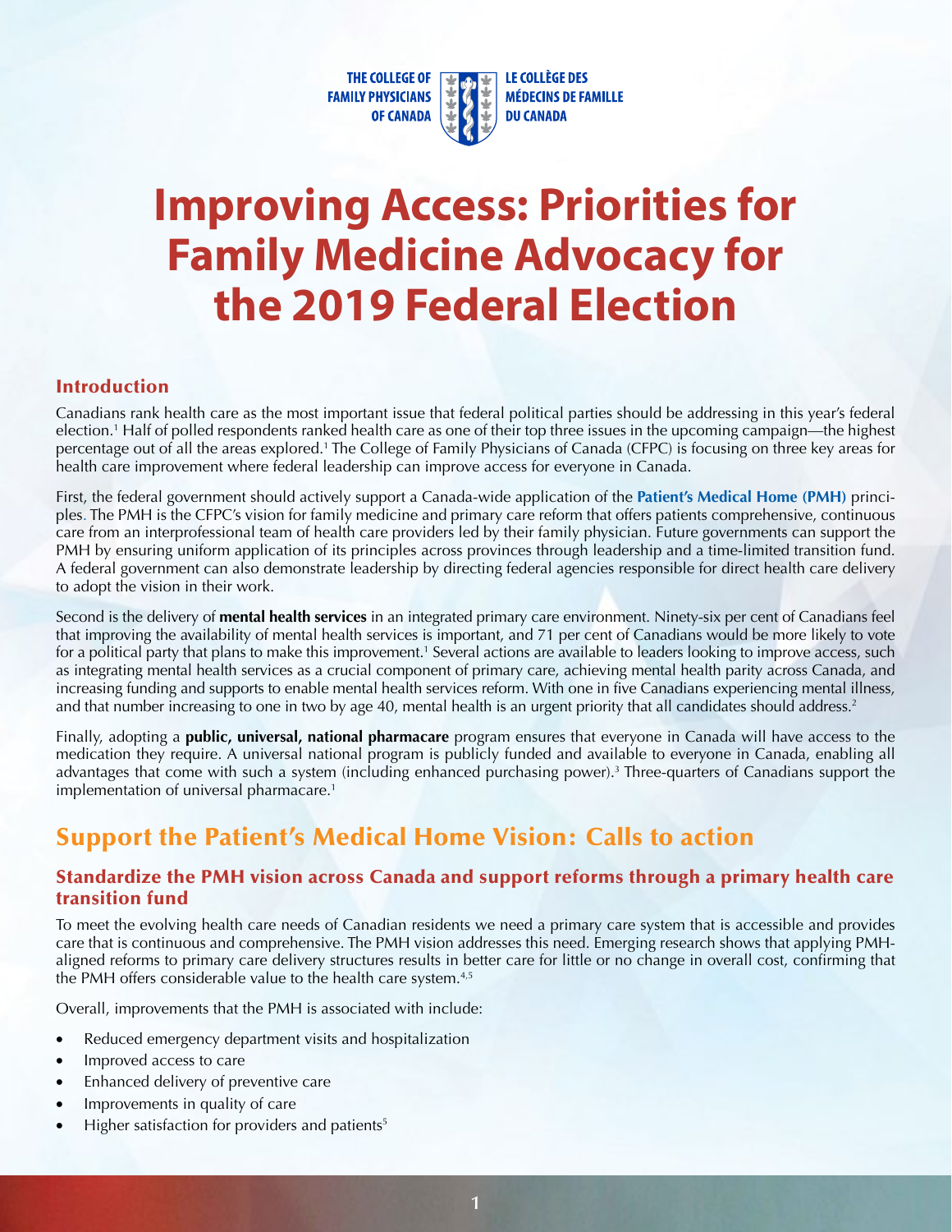THE COLLEGE OF FAMILY PHYSICIANS OF CANADA
LE COLLÈGE DES MÉDECINS DE FAMILLE DU CANADA

# Improving Access: Priorities for Family Medicine Advocacy for the 2019 Federal Election

## Introduction

Canadians rank health care as the most important issue that federal political parties should be addressing in this year's federal election.[1] Half of polled respondents ranked health care as one of their top three issues in the upcoming campaign—the highest percentage out of all the areas explored.[1] The College of Family Physicians of Canada (CFPC) is focusing on three key areas for health care improvement where federal leadership can improve access for everyone in Canada.

First, the federal government should actively support a Canada-wide application of the **Patient's Medical Home (PMH)** principles. The PMH is the CFPC's vision for family medicine and primary care reform that offers patients comprehensive, continuous care from an interprofessional team of health care providers led by their family physician. Future governments can support the PMH by ensuring uniform application of its principles across provinces through leadership and a time-limited transition fund. A federal government can also demonstrate leadership by directing federal agencies responsible for direct health care delivery to adopt the vision in their work.

Second is the delivery of **mental health services** in an integrated primary care environment. Ninety-six per cent of Canadians feel that improving the availability of mental health services is important, and 71 per cent of Canadians would be more likely to vote for a political party that plans to make this improvement.[1] Several actions are available to leaders looking to improve access, such as integrating mental health services as a crucial component of primary care, achieving mental health parity across Canada, and increasing funding and supports to enable mental health services reform. With one in five Canadians experiencing mental illness, and that number increasing to one in two by age 40, mental health is an urgent priority that all candidates should address.[2]

Finally, adopting a **public, universal, national pharmacare** program ensures that everyone in Canada will have access to the medication they require. A universal national program is publicly funded and available to everyone in Canada, enabling all advantages that come with such a system (including enhanced purchasing power).[3] Three-quarters of Canadians support the implementation of universal pharmacare.[1]

## Support the Patient's Medical Home Vision: Calls to action

### Standardize the PMH vision across Canada and support reforms through a primary health care transition fund

To meet the evolving health care needs of Canadian residents we need a primary care system that is accessible and provides care that is continuous and comprehensive. The PMH vision addresses this need. Emerging research shows that applying PMH-aligned reforms to primary care delivery structures results in better care for little or no change in overall cost, confirming that the PMH offers considerable value to the health care system.[4,5]

Overall, improvements that the PMH is associated with include:

- Reduced emergency department visits and hospitalization
- Improved access to care
- Enhanced delivery of preventive care
- Improvements in quality of care
- Higher satisfaction for providers and patients[5]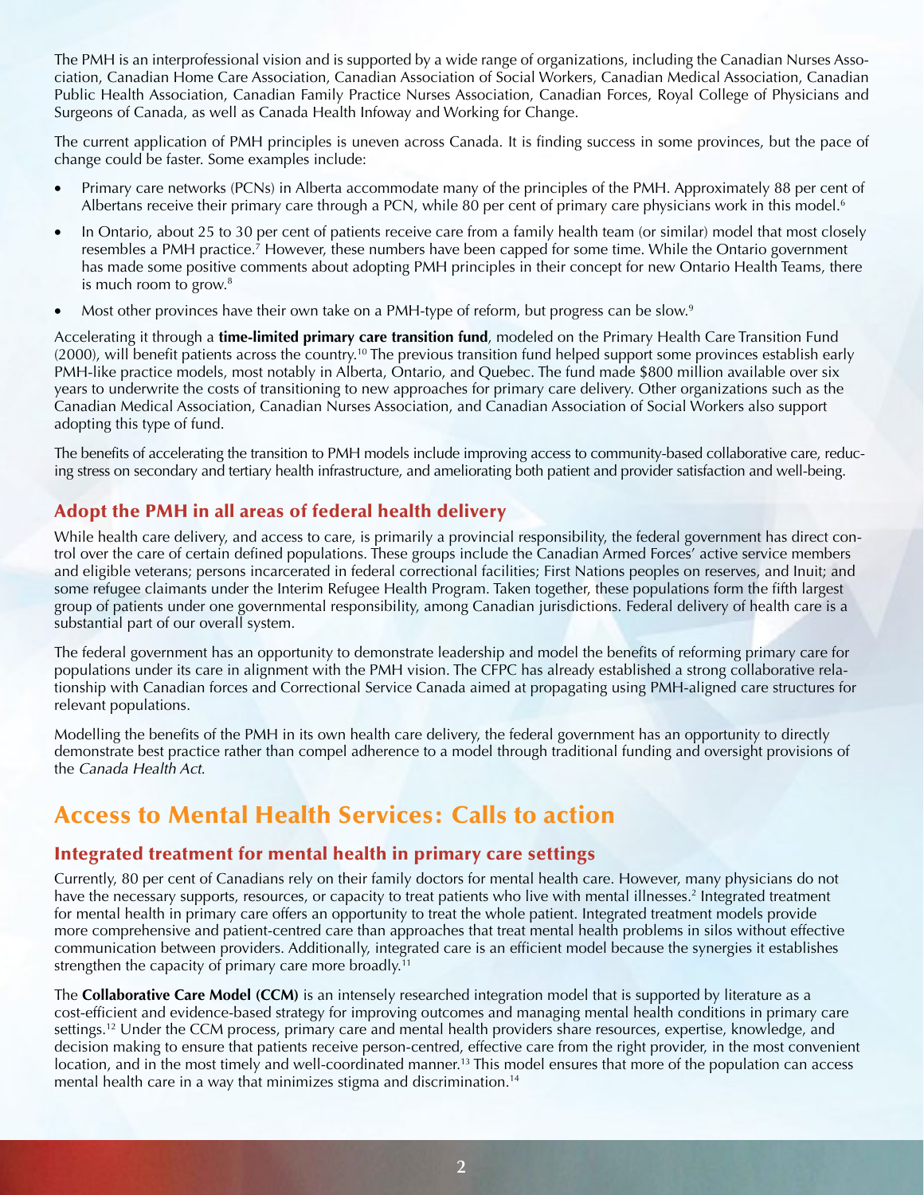The PMH is an interprofessional vision and is supported by a wide range of organizations, including the Canadian Nurses Association, Canadian Home Care Association, Canadian Association of Social Workers, Canadian Medical Association, Canadian Public Health Association, Canadian Family Practice Nurses Association, Canadian Forces, Royal College of Physicians and Surgeons of Canada, as well as Canada Health Infoway and Working for Change.

The current application of PMH principles is uneven across Canada. It is finding success in some provinces, but the pace of change could be faster. Some examples include:

- Primary care networks (PCNs) in Alberta accommodate many of the principles of the PMH. Approximately 88 per cent of Albertans receive their primary care through a PCN, while 80 per cent of primary care physicians work in this model.[6]
- In Ontario, about 25 to 30 per cent of patients receive care from a family health team (or similar) model that most closely resembles a PMH practice.[7] However, these numbers have been capped for some time. While the Ontario government has made some positive comments about adopting PMH principles in their concept for new Ontario Health Teams, there is much room to grow.[8]
- Most other provinces have their own take on a PMH-type of reform, but progress can be slow.[9]

Accelerating it through a **time-limited primary care transition fund**, modeled on the Primary Health Care Transition Fund (2000), will benefit patients across the country.[10] The previous transition fund helped support some provinces establish early PMH-like practice models, most notably in Alberta, Ontario, and Quebec. The fund made $800 million available over six years to underwrite the costs of transitioning to new approaches for primary care delivery. Other organizations such as the Canadian Medical Association, Canadian Nurses Association, and Canadian Association of Social Workers also support adopting this type of fund.

The benefits of accelerating the transition to PMH models include improving access to community-based collaborative care, reducing stress on secondary and tertiary health infrastructure, and ameliorating both patient and provider satisfaction and well-being.

### Adopt the PMH in all areas of federal health delivery

While health care delivery, and access to care, is primarily a provincial responsibility, the federal government has direct control over the care of certain defined populations. These groups include the Canadian Armed Forces' active service members and eligible veterans; persons incarcerated in federal correctional facilities; First Nations peoples on reserves, and Inuit; and some refugee claimants under the Interim Refugee Health Program. Taken together, these populations form the fifth largest group of patients under one governmental responsibility, among Canadian jurisdictions. Federal delivery of health care is a substantial part of our overall system.

The federal government has an opportunity to demonstrate leadership and model the benefits of reforming primary care for populations under its care in alignment with the PMH vision. The CFPC has already established a strong collaborative relationship with Canadian forces and Correctional Service Canada aimed at propagating using PMH-aligned care structures for relevant populations.

Modelling the benefits of the PMH in its own health care delivery, the federal government has an opportunity to directly demonstrate best practice rather than compel adherence to a model through traditional funding and oversight provisions of the *Canada Health Act*.

## Access to Mental Health Services: Calls to action

### Integrated treatment for mental health in primary care settings

Currently, 80 per cent of Canadians rely on their family doctors for mental health care. However, many physicians do not have the necessary supports, resources, or capacity to treat patients who live with mental illnesses.[2] Integrated treatment for mental health in primary care offers an opportunity to treat the whole patient. Integrated treatment models provide more comprehensive and patient-centred care than approaches that treat mental health problems in silos without effective communication between providers. Additionally, integrated care is an efficient model because the synergies it establishes strengthen the capacity of primary care more broadly.[11]

The **Collaborative Care Model (CCM)** is an intensely researched integration model that is supported by literature as a cost-efficient and evidence-based strategy for improving outcomes and managing mental health conditions in primary care settings.[12] Under the CCM process, primary care and mental health providers share resources, expertise, knowledge, and decision making to ensure that patients receive person-centred, effective care from the right provider, in the most convenient location, and in the most timely and well-coordinated manner.[13] This model ensures that more of the population can access mental health care in a way that minimizes stigma and discrimination.[14]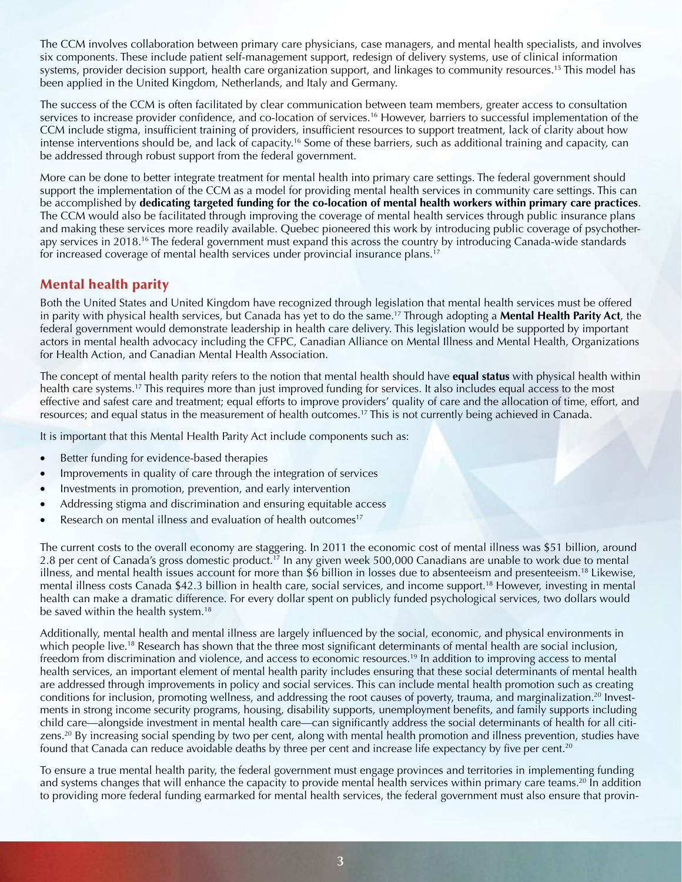The CCM involves collaboration between primary care physicians, case managers, and mental health specialists, and involves six components. These include patient self-management support, redesign of delivery systems, use of clinical information systems, provider decision support, health care organization support, and linkages to community resources.[15] This model has been applied in the United Kingdom, Netherlands, and Italy and Germany.

The success of the CCM is often facilitated by clear communication between team members, greater access to consultation services to increase provider confidence, and co-location of services.[16] However, barriers to successful implementation of the CCM include stigma, insufficient training of providers, insufficient resources to support treatment, lack of clarity about how intense interventions should be, and lack of capacity.[16] Some of these barriers, such as additional training and capacity, can be addressed through robust support from the federal government.

More can be done to better integrate treatment for mental health into primary care settings. The federal government should support the implementation of the CCM as a model for providing mental health services in community care settings. This can be accomplished by **dedicating targeted funding for the co-location of mental health workers within primary care practices**. The CCM would also be facilitated through improving the coverage of mental health services through public insurance plans and making these services more readily available. Quebec pioneered this work by introducing public coverage of psychotherapy services in 2018.[16] The federal government must expand this across the country by introducing Canada-wide standards for increased coverage of mental health services under provincial insurance plans.[17]

## Mental health parity

Both the United States and United Kingdom have recognized through legislation that mental health services must be offered in parity with physical health services, but Canada has yet to do the same.[17] Through adopting a **Mental Health Parity Act**, the federal government would demonstrate leadership in health care delivery. This legislation would be supported by important actors in mental health advocacy including the CFPC, Canadian Alliance on Mental Illness and Mental Health, Organizations for Health Action, and Canadian Mental Health Association.

The concept of mental health parity refers to the notion that mental health should have **equal status** with physical health within health care systems.[17] This requires more than just improved funding for services. It also includes equal access to the most effective and safest care and treatment; equal efforts to improve providers' quality of care and the allocation of time, effort, and resources; and equal status in the measurement of health outcomes.[17] This is not currently being achieved in Canada.

It is important that this Mental Health Parity Act include components such as:

- Better funding for evidence-based therapies
- Improvements in quality of care through the integration of services
- Investments in promotion, prevention, and early intervention
- Addressing stigma and discrimination and ensuring equitable access
- Research on mental illness and evaluation of health outcomes[17]

The current costs to the overall economy are staggering. In 2011 the economic cost of mental illness was $51 billion, around 2.8 per cent of Canada's gross domestic product.[17] In any given week 500,000 Canadians are unable to work due to mental illness, and mental health issues account for more than $6 billion in losses due to absenteeism and presenteeism.[18] Likewise, mental illness costs Canada $42.3 billion in health care, social services, and income support.[18] However, investing in mental health can make a dramatic difference. For every dollar spent on publicly funded psychological services, two dollars would be saved within the health system.[18]

Additionally, mental health and mental illness are largely influenced by the social, economic, and physical environments in which people live.[18] Research has shown that the three most significant determinants of mental health are social inclusion, freedom from discrimination and violence, and access to economic resources.[19] In addition to improving access to mental health services, an important element of mental health parity includes ensuring that these social determinants of mental health are addressed through improvements in policy and social services. This can include mental health promotion such as creating conditions for inclusion, promoting wellness, and addressing the root causes of poverty, trauma, and marginalization.[20] Investments in strong income security programs, housing, disability supports, unemployment benefits, and family supports including child care—alongside investment in mental health care—can significantly address the social determinants of health for all citizens.[20] By increasing social spending by two per cent, along with mental health promotion and illness prevention, studies have found that Canada can reduce avoidable deaths by three per cent and increase life expectancy by five per cent.[20]

To ensure a true mental health parity, the federal government must engage provinces and territories in implementing funding and systems changes that will enhance the capacity to provide mental health services within primary care teams.[20] In addition to providing more federal funding earmarked for mental health services, the federal government must also ensure that provin-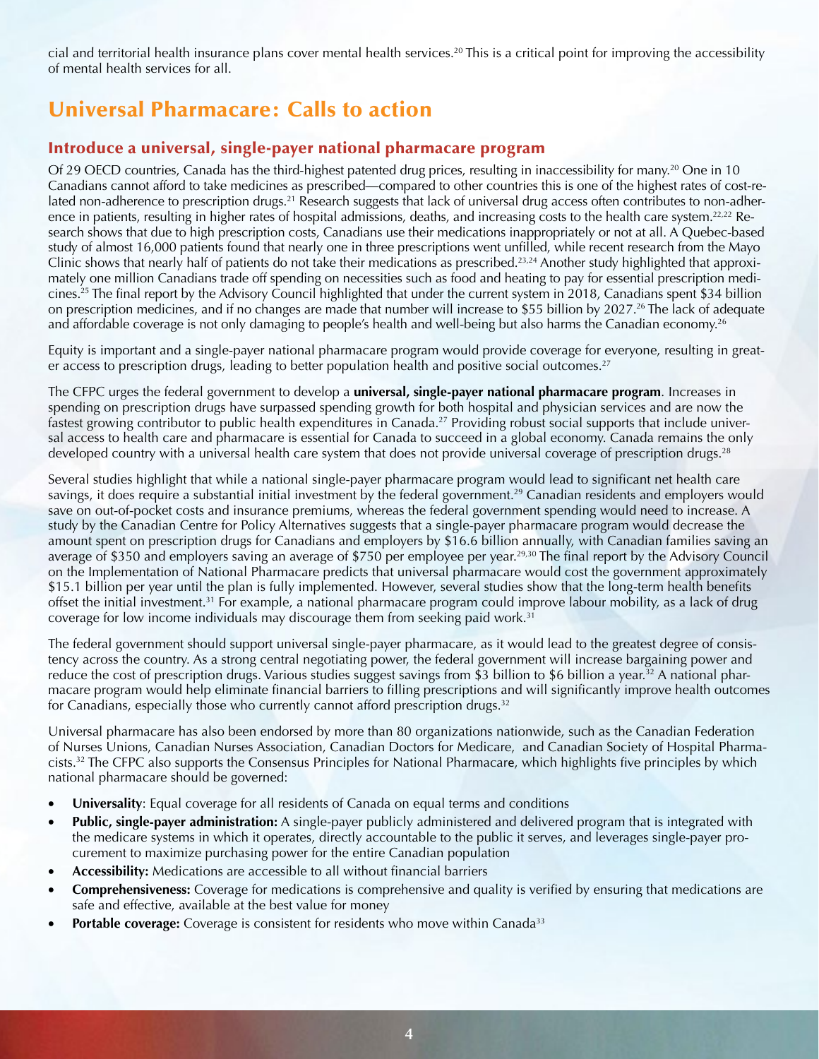cial and territorial health insurance plans cover mental health services.[20] This is a critical point for improving the accessibility of mental health services for all.

# Universal Pharmacare: Calls to action

## Introduce a universal, single-payer national pharmacare program

Of 29 OECD countries, Canada has the third-highest patented drug prices, resulting in inaccessibility for many.[20] One in 10 Canadians cannot afford to take medicines as prescribed—compared to other countries this is one of the highest rates of cost-related non-adherence to prescription drugs.[21] Research suggests that lack of universal drug access often contributes to non-adherence in patients, resulting in higher rates of hospital admissions, deaths, and increasing costs to the health care system.[22,22] Research shows that due to high prescription costs, Canadians use their medications inappropriately or not at all. A Quebec-based study of almost 16,000 patients found that nearly one in three prescriptions went unfilled, while recent research from the Mayo Clinic shows that nearly half of patients do not take their medications as prescribed.[23,24] Another study highlighted that approximately one million Canadians trade off spending on necessities such as food and heating to pay for essential prescription medicines.[25] The final report by the Advisory Council highlighted that under the current system in 2018, Canadians spent $34 billion on prescription medicines, and if no changes are made that number will increase to $55 billion by 2027.[26] The lack of adequate and affordable coverage is not only damaging to people's health and well-being but also harms the Canadian economy.[26]

Equity is important and a single-payer national pharmacare program would provide coverage for everyone, resulting in greater access to prescription drugs, leading to better population health and positive social outcomes.[27]

The CFPC urges the federal government to develop a **universal, single-payer national pharmacare program**. Increases in spending on prescription drugs have surpassed spending growth for both hospital and physician services and are now the fastest growing contributor to public health expenditures in Canada.[27] Providing robust social supports that include universal access to health care and pharmacare is essential for Canada to succeed in a global economy. Canada remains the only developed country with a universal health care system that does not provide universal coverage of prescription drugs.[28]

Several studies highlight that while a national single-payer pharmacare program would lead to significant net health care savings, it does require a substantial initial investment by the federal government.[29] Canadian residents and employers would save on out-of-pocket costs and insurance premiums, whereas the federal government spending would need to increase. A study by the Canadian Centre for Policy Alternatives suggests that a single-payer pharmacare program would decrease the amount spent on prescription drugs for Canadians and employers by $16.6 billion annually, with Canadian families saving an average of $350 and employers saving an average of $750 per employee per year.[29,30] The final report by the Advisory Council on the Implementation of National Pharmacare predicts that universal pharmacare would cost the government approximately $15.1 billion per year until the plan is fully implemented. However, several studies show that the long-term health benefits offset the initial investment.[31] For example, a national pharmacare program could improve labour mobility, as a lack of drug coverage for low income individuals may discourage them from seeking paid work.[31]

The federal government should support universal single-payer pharmacare, as it would lead to the greatest degree of consistency across the country. As a strong central negotiating power, the federal government will increase bargaining power and reduce the cost of prescription drugs. Various studies suggest savings from $3 billion to $6 billion a year.[32] A national pharmacare program would help eliminate financial barriers to filling prescriptions and will significantly improve health outcomes for Canadians, especially those who currently cannot afford prescription drugs.[32]

Universal pharmacare has also been endorsed by more than 80 organizations nationwide, such as the Canadian Federation of Nurses Unions, Canadian Nurses Association, Canadian Doctors for Medicare, and Canadian Society of Hospital Pharmacists.[32] The CFPC also supports the Consensus Principles for National Pharmacare, which highlights five principles by which national pharmacare should be governed:

- **Universality**: Equal coverage for all residents of Canada on equal terms and conditions
- **Public, single-payer administration:** A single-payer publicly administered and delivered program that is integrated with the medicare systems in which it operates, directly accountable to the public it serves, and leverages single-payer procurement to maximize purchasing power for the entire Canadian population
- **Accessibility:** Medications are accessible to all without financial barriers
- **Comprehensiveness:** Coverage for medications is comprehensive and quality is verified by ensuring that medications are safe and effective, available at the best value for money
- **Portable coverage:** Coverage is consistent for residents who move within Canada[33]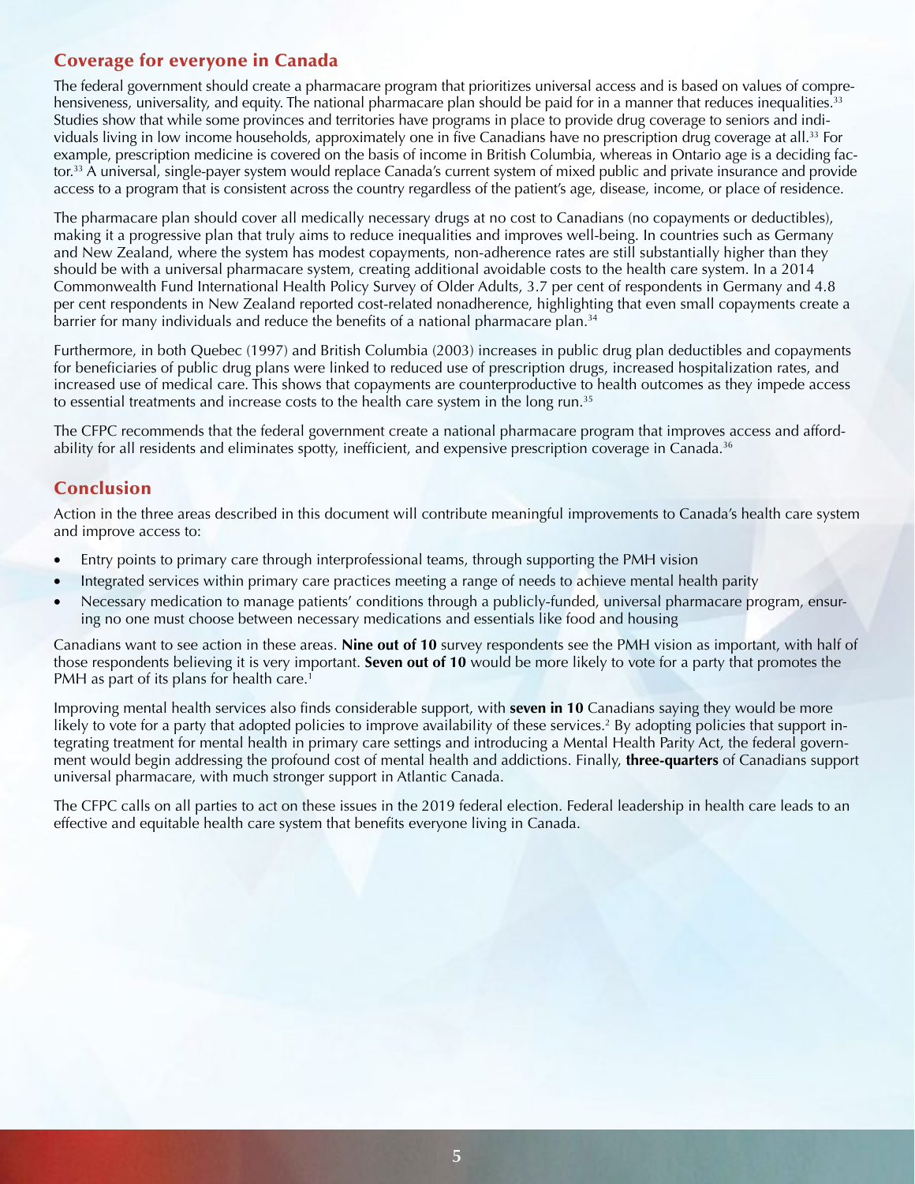## Coverage for everyone in Canada

The federal government should create a pharmacare program that prioritizes universal access and is based on values of comprehensiveness, universality, and equity. The national pharmacare plan should be paid for in a manner that reduces inequalities.[33] Studies show that while some provinces and territories have programs in place to provide drug coverage to seniors and individuals living in low income households, approximately one in five Canadians have no prescription drug coverage at all.[33] For example, prescription medicine is covered on the basis of income in British Columbia, whereas in Ontario age is a deciding factor.[33] A universal, single-payer system would replace Canada's current system of mixed public and private insurance and provide access to a program that is consistent across the country regardless of the patient's age, disease, income, or place of residence.

The pharmacare plan should cover all medically necessary drugs at no cost to Canadians (no copayments or deductibles), making it a progressive plan that truly aims to reduce inequalities and improves well-being. In countries such as Germany and New Zealand, where the system has modest copayments, non-adherence rates are still substantially higher than they should be with a universal pharmacare system, creating additional avoidable costs to the health care system. In a 2014 Commonwealth Fund International Health Policy Survey of Older Adults, 3.7 per cent of respondents in Germany and 4.8 per cent respondents in New Zealand reported cost-related nonadherence, highlighting that even small copayments create a barrier for many individuals and reduce the benefits of a national pharmacare plan.[34]

Furthermore, in both Quebec (1997) and British Columbia (2003) increases in public drug plan deductibles and copayments for beneficiaries of public drug plans were linked to reduced use of prescription drugs, increased hospitalization rates, and increased use of medical care. This shows that copayments are counterproductive to health outcomes as they impede access to essential treatments and increase costs to the health care system in the long run.[35]

The CFPC recommends that the federal government create a national pharmacare program that improves access and affordability for all residents and eliminates spotty, inefficient, and expensive prescription coverage in Canada.[36]

## Conclusion

Action in the three areas described in this document will contribute meaningful improvements to Canada's health care system and improve access to:

- Entry points to primary care through interprofessional teams, through supporting the PMH vision
- Integrated services within primary care practices meeting a range of needs to achieve mental health parity
- Necessary medication to manage patients' conditions through a publicly-funded, universal pharmacare program, ensuring no one must choose between necessary medications and essentials like food and housing

Canadians want to see action in these areas. **Nine out of 10** survey respondents see the PMH vision as important, with half of those respondents believing it is very important. **Seven out of 10** would be more likely to vote for a party that promotes the PMH as part of its plans for health care.[1]

Improving mental health services also finds considerable support, with **seven in 10** Canadians saying they would be more likely to vote for a party that adopted policies to improve availability of these services.[2] By adopting policies that support integrating treatment for mental health in primary care settings and introducing a Mental Health Parity Act, the federal government would begin addressing the profound cost of mental health and addictions. Finally, **three-quarters** of Canadians support universal pharmacare, with much stronger support in Atlantic Canada.

The CFPC calls on all parties to act on these issues in the 2019 federal election. Federal leadership in health care leads to an effective and equitable health care system that benefits everyone living in Canada.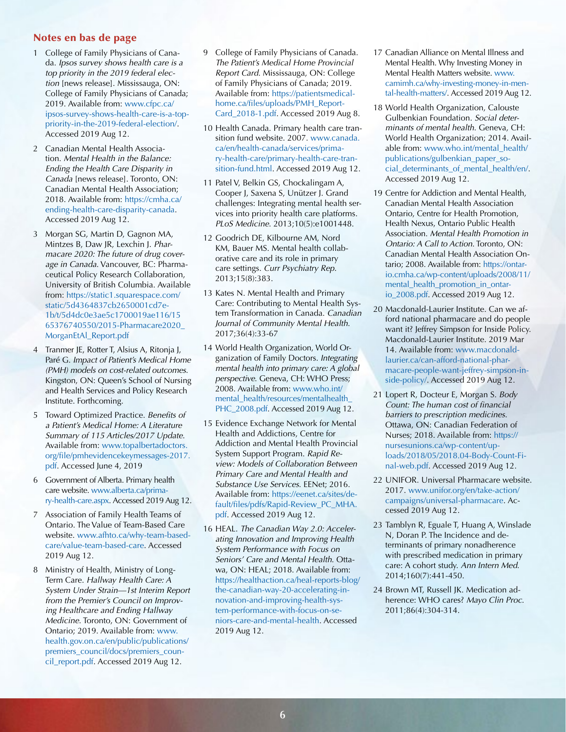## Notes en bas de page

1. College of Family Physicians of Canada. *Ipsos survey shows health care is a top priority in the 2019 federal election* [news release]. Mississauga, ON: College of Family Physicians of Canada; 2019. Available from: www.cfpc.ca/ipsos-survey-shows-health-care-is-a-top-priority-in-the-2019-federal-election/. Accessed 2019 Aug 12.
2. Canadian Mental Health Association. *Mental Health in the Balance: Ending the Health Care Disparity in Canada* [news release]. Toronto, ON: Canadian Mental Health Association; 2018. Available from: https://cmha.ca/ending-health-care-disparity-canada. Accessed 2019 Aug 12.
3. Morgan SG, Martin D, Gagnon MA, Mintzes B, Daw JR, Lexchin J. *Pharmacare 2020: The future of drug coverage in Canada*. Vancouver, BC: Pharmaceutical Policy Research Collaboration, University of British Columbia. Available from: https://static1.squarespace.com/static/5d4364837cb2650001cd7e1b/t/5d4dc0e3ae5c1700019ae116/1565376740550/2015-Pharmacare2020_MorganEtAl_Report.pdf
4. Tranmer JE, Rotter T, Alsius A, Ritonja J, Paré G. *Impact of Patient's Medical Home (PMH) models on cost-related outcomes*. Kingston, ON: Queen's School of Nursing and Health Services and Policy Research Institute. Forthcoming.
5. Toward Optimized Practice. *Benefits of a Patient's Medical Home: A Literature Summary of 115 Articles/2017 Update*. Available from: www.topalbertadoctors.org/file/pmhevidencekeymessages-2017.pdf. Accessed June 4, 2019
6. Government of Alberta. Primary health care website. www.alberta.ca/primary-health-care.aspx. Accessed 2019 Aug 12.
7. Association of Family Health Teams of Ontario. The Value of Team-Based Care website. www.afhto.ca/why-team-based-care/value-team-based-care. Accessed 2019 Aug 12.
8. Ministry of Health, Ministry of Long-Term Care. *Hallway Health Care: A System Under Strain—1st Interim Report from the Premier's Council on Improving Healthcare and Ending Hallway Medicine*. Toronto, ON: Government of Ontario; 2019. Available from: www.health.gov.on.ca/en/public/publications/premiers_council/docs/premiers_council_report.pdf. Accessed 2019 Aug 12.
9. College of Family Physicians of Canada. *The Patient's Medical Home Provincial Report Card*. Mississauga, ON: College of Family Physicians of Canada; 2019. Available from: https://patientsmedicalhome.ca/files/uploads/PMH_ReportCard_2018-1.pdf. Accessed 2019 Aug 8.
10. Health Canada. Primary health care transition fund website. 2007. www.canada.ca/en/health-canada/services/primary-health-care/primary-health-care-transition-fund.html. Accessed 2019 Aug 12.
11. Patel V, Belkin GS, Chockalingam A, Cooper J, Saxena S, Unützer J. Grand challenges: Integrating mental health services into priority health care platforms. *PLoS Medicine*. 2013;10(5):e1001448.
12. Goodrich DE, Kilbourne AM, Nord KM, Bauer MS. Mental health collaborative care and its role in primary care settings. *Curr Psychiatry Rep*. 2013;15(8):383.
13. Kates N. Mental Health and Primary Care: Contributing to Mental Health System Transformation in Canada. *Canadian Journal of Community Mental Health*. 2017;36(4):33-67
14. World Health Organization, World Organization of Family Doctors. *Integrating mental health into primary care: A global perspective*. Geneva, CH: WHO Press; 2008. Available from: www.who.int/mental_health/resources/mentalhealth_PHC_2008.pdf. Accessed 2019 Aug 12.
15. Evidence Exchange Network for Mental Health and Addictions, Centre for Addiction and Mental Health Provincial System Support Program. *Rapid Review: Models of Collaboration Between Primary Care and Mental Health and Substance Use Services*. EENet; 2016. Available from: https://eenet.ca/sites/default/files/pdfs/Rapid-Review_PC_MHA.pdf. Accessed 2019 Aug 12.
16. HEAL. *The Canadian Way 2.0: Accelerating Innovation and Improving Health System Performance with Focus on Seniors' Care and Mental Health*. Ottawa, ON: HEAL; 2018. Available from: https://healthaction.ca/heal-reports-blog/the-canadian-way-20-accelerating-innovation-and-improving-health-system-performance-with-focus-on-seniors-care-and-mental-health. Accessed 2019 Aug 12.
17. Canadian Alliance on Mental Illness and Mental Health. Why Investing Money in Mental Health Matters website. www.camimh.ca/why-investing-money-in-mental-health-matters/. Accessed 2019 Aug 12.
18. World Health Organization, Calouste Gulbenkian Foundation. *Social determinants of mental health*. Geneva, CH: World Health Organization; 2014. Available from: www.who.int/mental_health/publications/gulbenkian_paper_social_determinants_of_mental_health/en/. Accessed 2019 Aug 12.
19. Centre for Addiction and Mental Health, Canadian Mental Health Association Ontario, Centre for Health Promotion, Health Nexus, Ontario Public Health Association. *Mental Health Promotion in Ontario: A Call to Action*. Toronto, ON: Canadian Mental Health Association Ontario; 2008. Available from: https://ontario.cmha.ca/wp-content/uploads/2008/11/mental_health_promotion_in_ontario_2008.pdf. Accessed 2019 Aug 12.
20. Macdonald-Laurier Institute. Can we afford national pharmacare and do people want it? Jeffrey Simpson for Inside Policy. Macdonald-Laurier Institute. 2019 Mar 14. Available from: www.macdonaldlaurier.ca/can-afford-national-pharmacare-people-want-jeffrey-simpson-inside-policy/. Accessed 2019 Aug 12.
21. Lopert R, Docteur E, Morgan S. *Body Count: The human cost of financial barriers to prescription medicines*. Ottawa, ON: Canadian Federation of Nurses; 2018. Available from: https://nursesunions.ca/wp-content/uploads/2018/05/2018.04-Body-Count-Final-web.pdf. Accessed 2019 Aug 12.
22. UNIFOR. Universal Pharmacare website. 2017. www.unifor.org/en/take-action/campaigns/universal-pharmacare. Accessed 2019 Aug 12.
23. Tamblyn R, Eguale T, Huang A, Winslade N, Doran P. The Incidence and determinants of primary nonadherence with prescribed medication in primary care: A cohort study. *Ann Intern Med*. 2014;160(7):441-450.
24. Brown MT, Russell JK. Medication adherence: WHO cares? *Mayo Clin Proc*. 2011;86(4):304-314.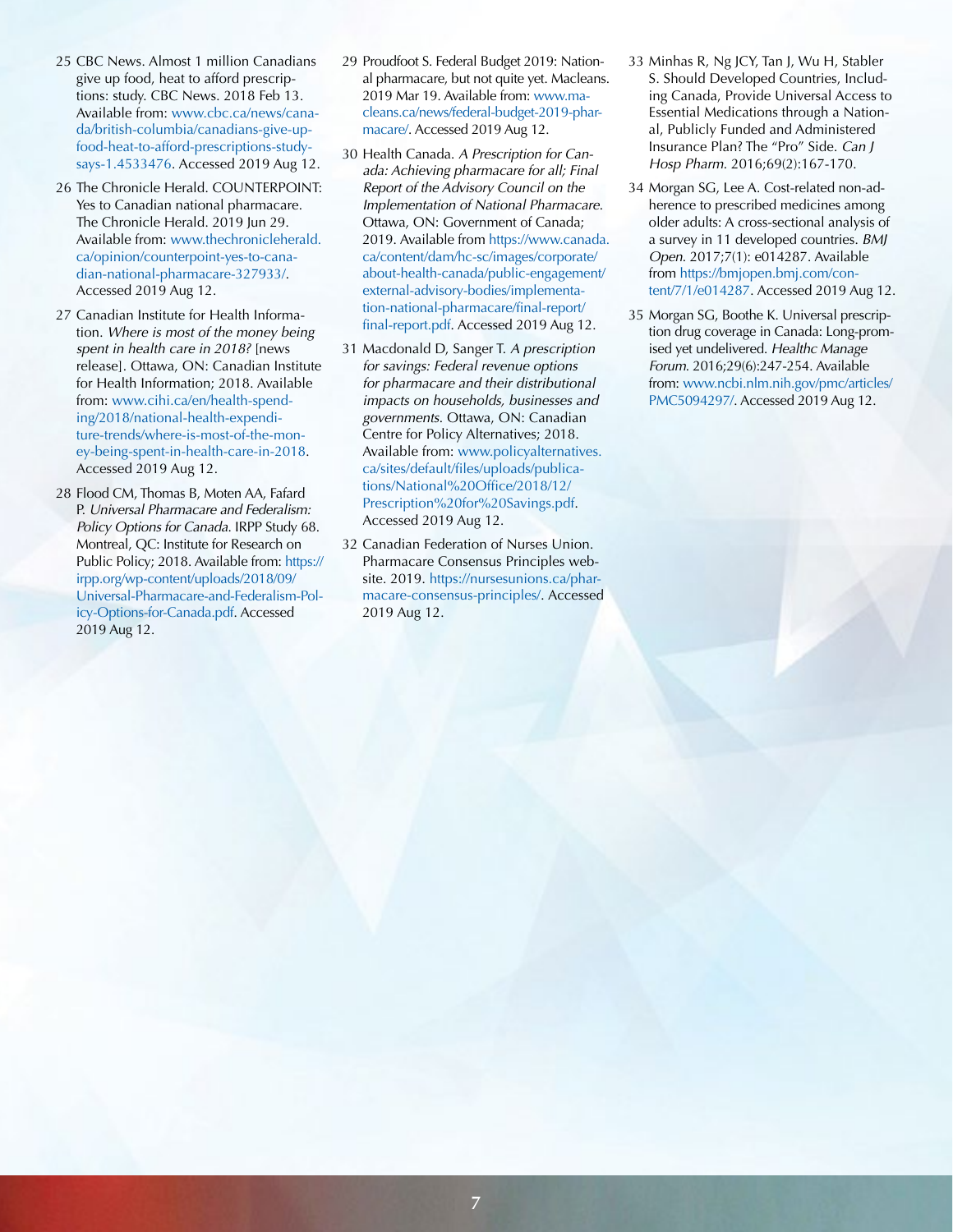25 CBC News. Almost 1 million Canadians give up food, heat to afford prescriptions: study. CBC News. 2018 Feb 13. Available from: www.cbc.ca/news/canada/british-columbia/canadians-give-up-food-heat-to-afford-prescriptions-study-says-1.4533476. Accessed 2019 Aug 12.

26 The Chronicle Herald. COUNTERPOINT: Yes to Canadian national pharmacare. The Chronicle Herald. 2019 Jun 29. Available from: www.thechronicleherald.ca/opinion/counterpoint-yes-to-canadian-national-pharmacare-327933/. Accessed 2019 Aug 12.

27 Canadian Institute for Health Information. *Where is most of the money being spent in health care in 2018?* [news release]. Ottawa, ON: Canadian Institute for Health Information; 2018. Available from: www.cihi.ca/en/health-spending/2018/national-health-expenditure-trends/where-is-most-of-the-money-being-spent-in-health-care-in-2018. Accessed 2019 Aug 12.

28 Flood CM, Thomas B, Moten AA, Fafard P. *Universal Pharmacare and Federalism: Policy Options for Canada*. IRPP Study 68. Montreal, QC: Institute for Research on Public Policy; 2018. Available from: https://irpp.org/wp-content/uploads/2018/09/Universal-Pharmacare-and-Federalism-Policy-Options-for-Canada.pdf. Accessed 2019 Aug 12.

29 Proudfoot S. Federal Budget 2019: National pharmacare, but not quite yet. Macleans. 2019 Mar 19. Available from: www.macleans.ca/news/federal-budget-2019-pharmacare/. Accessed 2019 Aug 12.

30 Health Canada. *A Prescription for Canada: Achieving pharmacare for all; Final Report of the Advisory Council on the Implementation of National Pharmacare*. Ottawa, ON: Government of Canada; 2019. Available from https://www.canada.ca/content/dam/hc-sc/images/corporate/about-health-canada/public-engagement/external-advisory-bodies/implementation-national-pharmacare/final-report/final-report.pdf. Accessed 2019 Aug 12.

31 Macdonald D, Sanger T. *A prescription for savings: Federal revenue options for pharmacare and their distributional impacts on households, businesses and governments*. Ottawa, ON: Canadian Centre for Policy Alternatives; 2018. Available from: www.policyalternatives.ca/sites/default/files/uploads/publications/National%20Office/2018/12/Prescription%20for%20Savings.pdf. Accessed 2019 Aug 12.

32 Canadian Federation of Nurses Union. Pharmacare Consensus Principles website. 2019. https://nursesunions.ca/pharmacare-consensus-principles/. Accessed 2019 Aug 12.

33 Minhas R, Ng JCY, Tan J, Wu H, Stabler S. Should Developed Countries, Including Canada, Provide Universal Access to Essential Medications through a National, Publicly Funded and Administered Insurance Plan? The "Pro" Side. *Can J Hosp Pharm*. 2016;69(2):167-170.

34 Morgan SG, Lee A. Cost-related non-adherence to prescribed medicines among older adults: A cross-sectional analysis of a survey in 11 developed countries. *BMJ Open*. 2017;7(1): e014287. Available from https://bmjopen.bmj.com/content/7/1/e014287. Accessed 2019 Aug 12.

35 Morgan SG, Boothe K. Universal prescription drug coverage in Canada: Long-promised yet undelivered. *Healthc Manage Forum*. 2016;29(6):247-254. Available from: www.ncbi.nlm.nih.gov/pmc/articles/PMC5094297/. Accessed 2019 Aug 12.